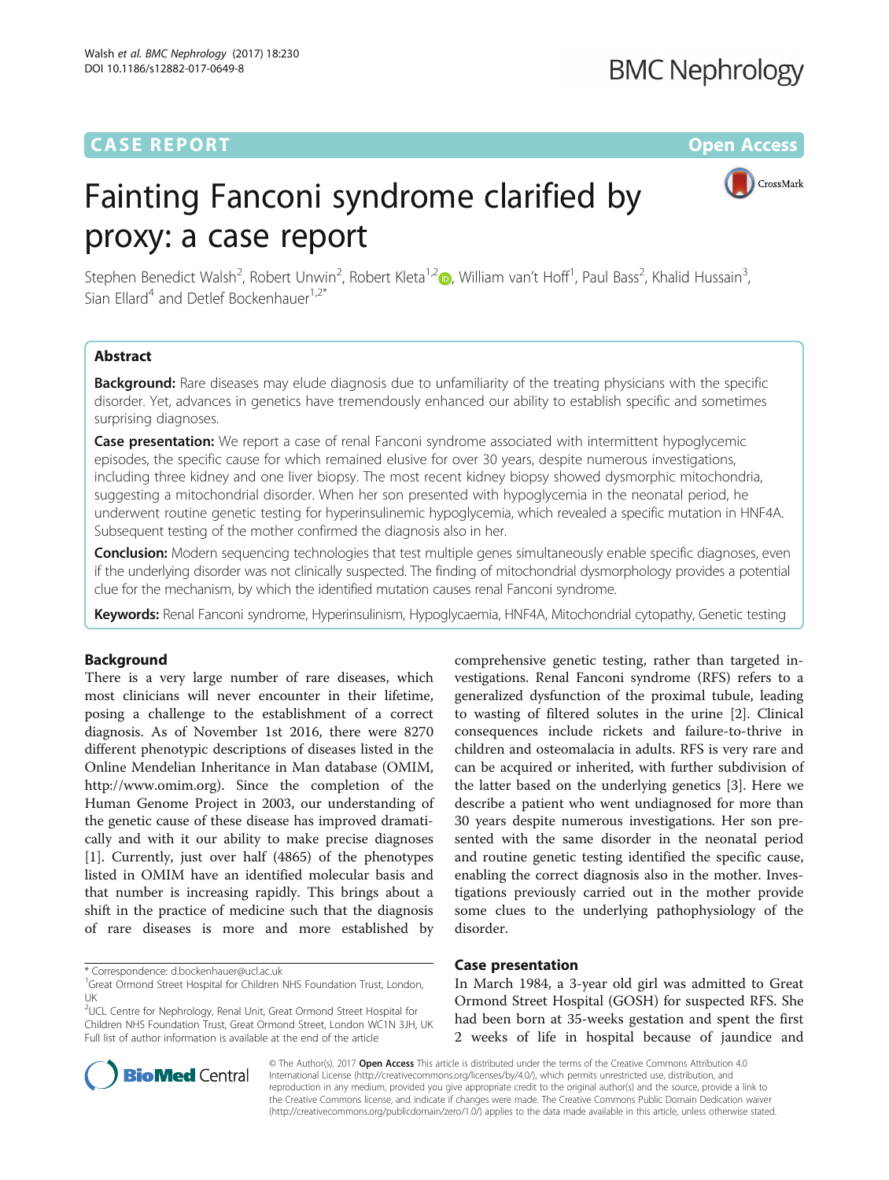CASE REPORT

Open Access

# Fainting Fanconi syndrome clarified by proxy: a case report

Stephen Benedict Walsh[2], Robert Unwin[2], Robert Kleta[1,2], William van't Hoff[1], Paul Bass[2], Khalid Hussain[3], Sian Ellard[4] and Detlef Bockenhauer[1,2*]

## Abstract

**Background:** Rare diseases may elude diagnosis due to unfamiliarity of the treating physicians with the specific disorder. Yet, advances in genetics have tremendously enhanced our ability to establish specific and sometimes surprising diagnoses.

**Case presentation:** We report a case of renal Fanconi syndrome associated with intermittent hypoglycemic episodes, the specific cause for which remained elusive for over 30 years, despite numerous investigations, including three kidney and one liver biopsy. The most recent kidney biopsy showed dysmorphic mitochondria, suggesting a mitochondrial disorder. When her son presented with hypoglycemia in the neonatal period, he underwent routine genetic testing for hyperinsulinemic hypoglycemia, which revealed a specific mutation in HNF4A. Subsequent testing of the mother confirmed the diagnosis also in her.

**Conclusion:** Modern sequencing technologies that test multiple genes simultaneously enable specific diagnoses, even if the underlying disorder was not clinically suspected. The finding of mitochondrial dysmorphology provides a potential clue for the mechanism, by which the identified mutation causes renal Fanconi syndrome.

**Keywords:** Renal Fanconi syndrome, Hyperinsulinism, Hypoglycaemia, HNF4A, Mitochondrial cytopathy, Genetic testing

## Background

There is a very large number of rare diseases, which most clinicians will never encounter in their lifetime, posing a challenge to the establishment of a correct diagnosis. As of November 1st 2016, there were 8270 different phenotypic descriptions of diseases listed in the Online Mendelian Inheritance in Man database (OMIM, http://www.omim.org). Since the completion of the Human Genome Project in 2003, our understanding of the genetic cause of these disease has improved dramatically and with it our ability to make precise diagnoses [1]. Currently, just over half (4865) of the phenotypes listed in OMIM have an identified molecular basis and that number is increasing rapidly. This brings about a shift in the practice of medicine such that the diagnosis of rare diseases is more and more established by comprehensive genetic testing, rather than targeted investigations. Renal Fanconi syndrome (RFS) refers to a generalized dysfunction of the proximal tubule, leading to wasting of filtered solutes in the urine [2]. Clinical consequences include rickets and failure-to-thrive in children and osteomalacia in adults. RFS is very rare and can be acquired or inherited, with further subdivision of the latter based on the underlying genetics [3]. Here we describe a patient who went undiagnosed for more than 30 years despite numerous investigations. Her son presented with the same disorder in the neonatal period and routine genetic testing identified the specific cause, enabling the correct diagnosis also in the mother. Investigations previously carried out in the mother provide some clues to the underlying pathophysiology of the disorder.

## Case presentation

In March 1984, a 3-year old girl was admitted to Great Ormond Street Hospital (GOSH) for suspected RFS. She had been born at 35-weeks gestation and spent the first 2 weeks of life in hospital because of jaundice and

\* Correspondence: d.bockenhauer@ucl.ac.uk
[1]Great Ormond Street Hospital for Children NHS Foundation Trust, London, UK
[2]UCL Centre for Nephrology, Renal Unit, Great Ormond Street Hospital for Children NHS Foundation Trust, Great Ormond Street, London WC1N 3JH, UK
Full list of author information is available at the end of the article

© The Author(s). 2017 **Open Access** This article is distributed under the terms of the Creative Commons Attribution 4.0 International License (http://creativecommons.org/licenses/by/4.0/), which permits unrestricted use, distribution, and reproduction in any medium, provided you give appropriate credit to the original author(s) and the source, provide a link to the Creative Commons license, and indicate if changes were made. The Creative Commons Public Domain Dedication waiver (http://creativecommons.org/publicdomain/zero/1.0/) applies to the data made available in this article, unless otherwise stated.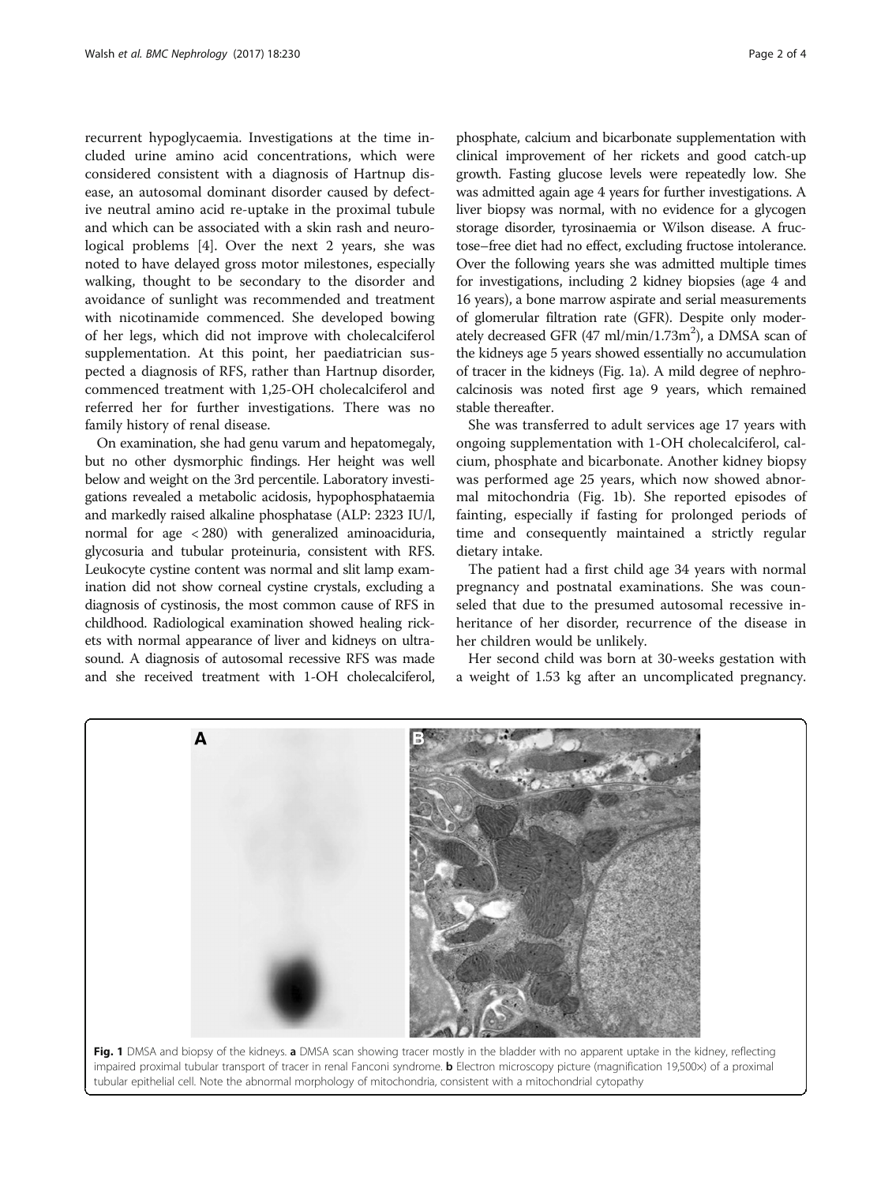recurrent hypoglycaemia. Investigations at the time included urine amino acid concentrations, which were considered consistent with a diagnosis of Hartnup disease, an autosomal dominant disorder caused by defective neutral amino acid re-uptake in the proximal tubule and which can be associated with a skin rash and neurological problems [4]. Over the next 2 years, she was noted to have delayed gross motor milestones, especially walking, thought to be secondary to the disorder and avoidance of sunlight was recommended and treatment with nicotinamide commenced. She developed bowing of her legs, which did not improve with cholecalciferol supplementation. At this point, her paediatrician suspected a diagnosis of RFS, rather than Hartnup disorder, commenced treatment with 1,25-OH cholecalciferol and referred her for further investigations. There was no family history of renal disease.

On examination, she had genu varum and hepatomegaly, but no other dysmorphic findings. Her height was well below and weight on the 3rd percentile. Laboratory investigations revealed a metabolic acidosis, hypophosphataemia and markedly raised alkaline phosphatase (ALP: 2323 IU/l, normal for age < 280) with generalized aminoaciduria, glycosuria and tubular proteinuria, consistent with RFS. Leukocyte cystine content was normal and slit lamp examination did not show corneal cystine crystals, excluding a diagnosis of cystinosis, the most common cause of RFS in childhood. Radiological examination showed healing rickets with normal appearance of liver and kidneys on ultrasound. A diagnosis of autosomal recessive RFS was made and she received treatment with 1-OH cholecalciferol, phosphate, calcium and bicarbonate supplementation with clinical improvement of her rickets and good catch-up growth. Fasting glucose levels were repeatedly low. She was admitted again age 4 years for further investigations. A liver biopsy was normal, with no evidence for a glycogen storage disorder, tyrosinaemia or Wilson disease. A fructose–free diet had no effect, excluding fructose intolerance. Over the following years she was admitted multiple times for investigations, including 2 kidney biopsies (age 4 and 16 years), a bone marrow aspirate and serial measurements of glomerular filtration rate (GFR). Despite only moderately decreased GFR (47 ml/min/1.73m$^2$), a DMSA scan of the kidneys age 5 years showed essentially no accumulation of tracer in the kidneys (Fig. 1a). A mild degree of nephrocalcinosis was noted first age 9 years, which remained stable thereafter.

She was transferred to adult services age 17 years with ongoing supplementation with 1-OH cholecalciferol, calcium, phosphate and bicarbonate. Another kidney biopsy was performed age 25 years, which now showed abnormal mitochondria (Fig. 1b). She reported episodes of fainting, especially if fasting for prolonged periods of time and consequently maintained a strictly regular dietary intake.

The patient had a first child age 34 years with normal pregnancy and postnatal examinations. She was counseled that due to the presumed autosomal recessive inheritance of her disorder, recurrence of the disease in her children would be unlikely.

Her second child was born at 30-weeks gestation with a weight of 1.53 kg after an uncomplicated pregnancy.

**Fig. 1** DMSA and biopsy of the kidneys. **a** DMSA scan showing tracer mostly in the bladder with no apparent uptake in the kidney, reflecting impaired proximal tubular transport of tracer in renal Fanconi syndrome. **b** Electron microscopy picture (magnification 19,500×) of a proximal tubular epithelial cell. Note the abnormal morphology of mitochondria, consistent with a mitochondrial cytopathy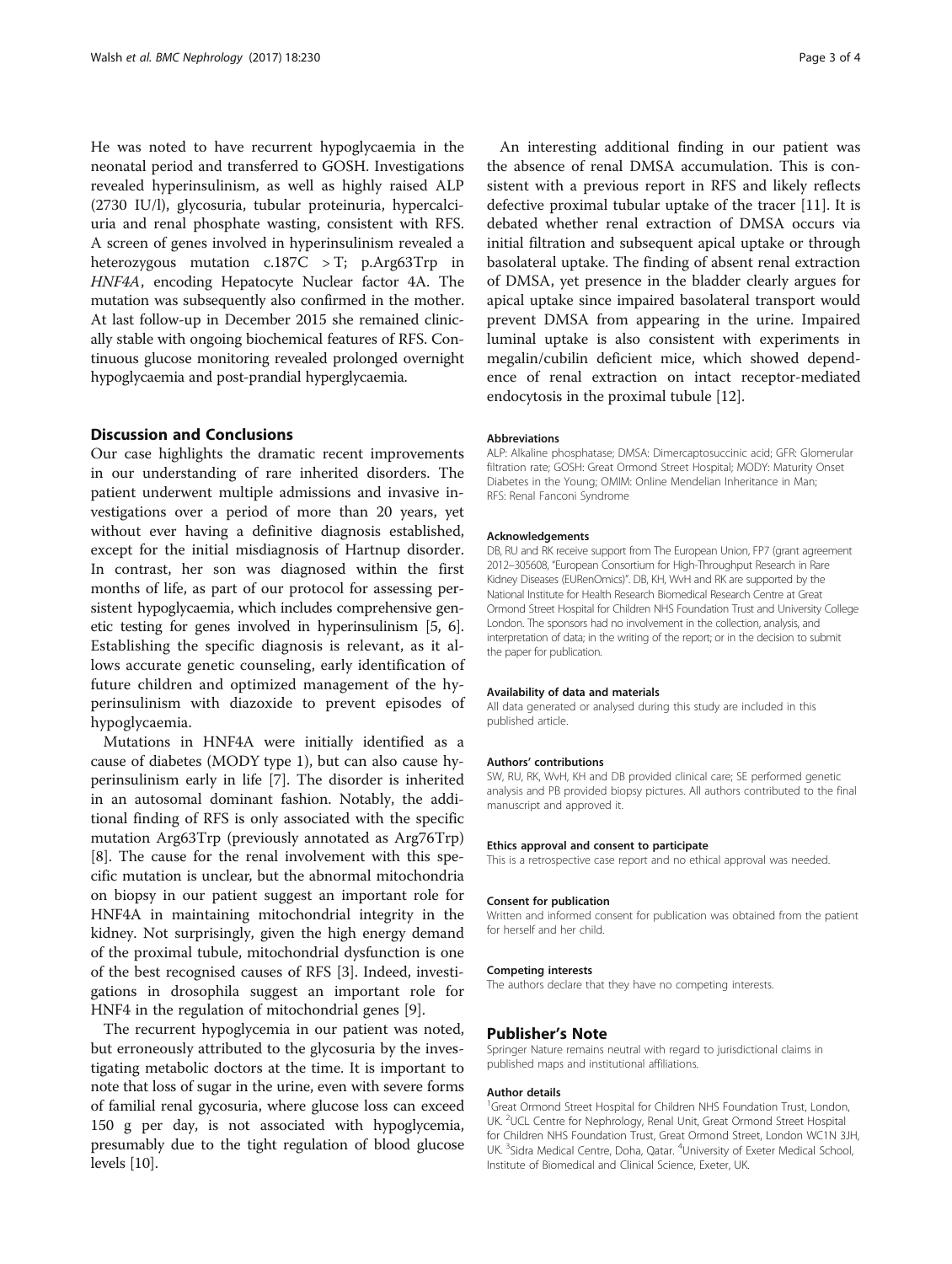He was noted to have recurrent hypoglycaemia in the neonatal period and transferred to GOSH. Investigations revealed hyperinsulinism, as well as highly raised ALP (2730 IU/l), glycosuria, tubular proteinuria, hypercalciuria and renal phosphate wasting, consistent with RFS. A screen of genes involved in hyperinsulinism revealed a heterozygous mutation c.187C > T; p.Arg63Trp in *HNF4A*, encoding Hepatocyte Nuclear factor 4A. The mutation was subsequently also confirmed in the mother. At last follow-up in December 2015 she remained clinically stable with ongoing biochemical features of RFS. Continuous glucose monitoring revealed prolonged overnight hypoglycaemia and post-prandial hyperglycaemia.

## Discussion and Conclusions

Our case highlights the dramatic recent improvements in our understanding of rare inherited disorders. The patient underwent multiple admissions and invasive investigations over a period of more than 20 years, yet without ever having a definitive diagnosis established, except for the initial misdiagnosis of Hartnup disorder. In contrast, her son was diagnosed within the first months of life, as part of our protocol for assessing persistent hypoglycaemia, which includes comprehensive genetic testing for genes involved in hyperinsulinism [5, 6]. Establishing the specific diagnosis is relevant, as it allows accurate genetic counseling, early identification of future children and optimized management of the hyperinsulinism with diazoxide to prevent episodes of hypoglycaemia.

Mutations in HNF4A were initially identified as a cause of diabetes (MODY type 1), but can also cause hyperinsulinism early in life [7]. The disorder is inherited in an autosomal dominant fashion. Notably, the additional finding of RFS is only associated with the specific mutation Arg63Trp (previously annotated as Arg76Trp) [8]. The cause for the renal involvement with this specific mutation is unclear, but the abnormal mitochondria on biopsy in our patient suggest an important role for HNF4A in maintaining mitochondrial integrity in the kidney. Not surprisingly, given the high energy demand of the proximal tubule, mitochondrial dysfunction is one of the best recognised causes of RFS [3]. Indeed, investigations in drosophila suggest an important role for HNF4 in the regulation of mitochondrial genes [9].

The recurrent hypoglycemia in our patient was noted, but erroneously attributed to the glycosuria by the investigating metabolic doctors at the time. It is important to note that loss of sugar in the urine, even with severe forms of familial renal gycosuria, where glucose loss can exceed 150 g per day, is not associated with hypoglycemia, presumably due to the tight regulation of blood glucose levels [10].

An interesting additional finding in our patient was the absence of renal DMSA accumulation. This is consistent with a previous report in RFS and likely reflects defective proximal tubular uptake of the tracer [11]. It is debated whether renal extraction of DMSA occurs via initial filtration and subsequent apical uptake or through basolateral uptake. The finding of absent renal extraction of DMSA, yet presence in the bladder clearly argues for apical uptake since impaired basolateral transport would prevent DMSA from appearing in the urine. Impaired luminal uptake is also consistent with experiments in megalin/cubilin deficient mice, which showed dependence of renal extraction on intact receptor-mediated endocytosis in the proximal tubule [12].

#### Abbreviations

ALP: Alkaline phosphatase; DMSA: Dimercaptosuccinic acid; GFR: Glomerular filtration rate; GOSH: Great Ormond Street Hospital; MODY: Maturity Onset Diabetes in the Young; OMIM: Online Mendelian Inheritance in Man; RFS: Renal Fanconi Syndrome

#### Acknowledgements

DB, RU and RK receive support from The European Union, FP7 (grant agreement 2012–305608, "European Consortium for High-Throughput Research in Rare Kidney Diseases (EURenOmics)". DB, KH, WvH and RK are supported by the National Institute for Health Research Biomedical Research Centre at Great Ormond Street Hospital for Children NHS Foundation Trust and University College London. The sponsors had no involvement in the collection, analysis, and interpretation of data; in the writing of the report; or in the decision to submit the paper for publication.

#### Availability of data and materials

All data generated or analysed during this study are included in this published article.

#### Authors' contributions

SW, RU, RK, WvH, KH and DB provided clinical care; SE performed genetic analysis and PB provided biopsy pictures. All authors contributed to the final manuscript and approved it.

#### Ethics approval and consent to participate

This is a retrospective case report and no ethical approval was needed.

#### Consent for publication

Written and informed consent for publication was obtained from the patient for herself and her child.

#### Competing interests

The authors declare that they have no competing interests.

## Publisher's Note

Springer Nature remains neutral with regard to jurisdictional claims in published maps and institutional affiliations.

#### Author details

[1]Great Ormond Street Hospital for Children NHS Foundation Trust, London, UK. [2]UCL Centre for Nephrology, Renal Unit, Great Ormond Street Hospital for Children NHS Foundation Trust, Great Ormond Street, London WC1N 3JH, UK. [3]Sidra Medical Centre, Doha, Qatar. [4]University of Exeter Medical School, Institute of Biomedical and Clinical Science, Exeter, UK.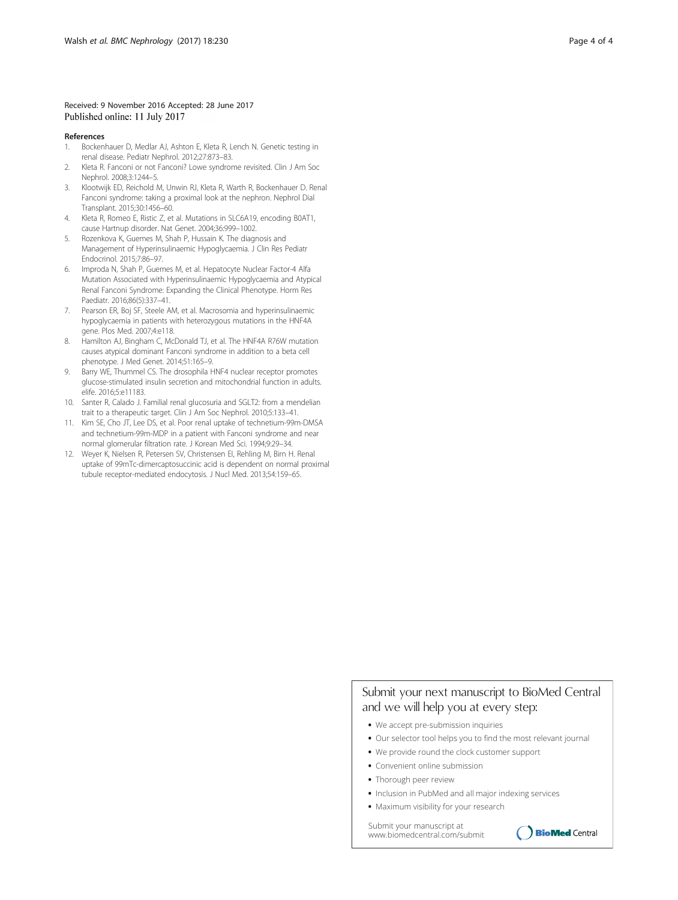Received: 9 November 2016 Accepted: 28 June 2017
Published online: 11 July 2017

## References

1. Bockenhauer D, Medlar AJ, Ashton E, Kleta R, Lench N. Genetic testing in renal disease. Pediatr Nephrol. 2012;27:873–83.
2. Kleta R. Fanconi or not Fanconi? Lowe syndrome revisited. Clin J Am Soc Nephrol. 2008;3:1244–5.
3. Klootwijk ED, Reichold M, Unwin RJ, Kleta R, Warth R, Bockenhauer D. Renal Fanconi syndrome: taking a proximal look at the nephron. Nephrol Dial Transplant. 2015;30:1456–60.
4. Kleta R, Romeo E, Ristic Z, et al. Mutations in SLC6A19, encoding B0AT1, cause Hartnup disorder. Nat Genet. 2004;36:999–1002.
5. Rozenkova K, Guemes M, Shah P, Hussain K. The diagnosis and Management of Hyperinsulinaemic Hypoglycaemia. J Clin Res Pediatr Endocrinol. 2015;7:86–97.
6. Improda N, Shah P, Guemes M, et al. Hepatocyte Nuclear Factor-4 Alfa Mutation Associated with Hyperinsulinaemic Hypoglycaemia and Atypical Renal Fanconi Syndrome: Expanding the Clinical Phenotype. Horm Res Paediatr. 2016;86(5):337–41.
7. Pearson ER, Boj SF, Steele AM, et al. Macrosomia and hyperinsulinaemic hypoglycaemia in patients with heterozygous mutations in the HNF4A gene. Plos Med. 2007;4:e118.
8. Hamilton AJ, Bingham C, McDonald TJ, et al. The HNF4A R76W mutation causes atypical dominant Fanconi syndrome in addition to a beta cell phenotype. J Med Genet. 2014;51:165–9.
9. Barry WE, Thummel CS. The drosophila HNF4 nuclear receptor promotes glucose-stimulated insulin secretion and mitochondrial function in adults. elife. 2016;5:e11183.
10. Santer R, Calado J. Familial renal glucosuria and SGLT2: from a mendelian trait to a therapeutic target. Clin J Am Soc Nephrol. 2010;5:133–41.
11. Kim SE, Cho JT, Lee DS, et al. Poor renal uptake of technetium-99m-DMSA and technetium-99m-MDP in a patient with Fanconi syndrome and near normal glomerular filtration rate. J Korean Med Sci. 1994;9:29–34.
12. Weyer K, Nielsen R, Petersen SV, Christensen EI, Rehling M, Birn H. Renal uptake of 99mTc-dimercaptosuccinic acid is dependent on normal proximal tubule receptor-mediated endocytosis. J Nucl Med. 2013;54:159–65.

Submit your next manuscript to BioMed Central and we will help you at every step:

- We accept pre-submission inquiries
- Our selector tool helps you to find the most relevant journal
- We provide round the clock customer support
- Convenient online submission
- Thorough peer review
- Inclusion in PubMed and all major indexing services
- Maximum visibility for your research

Submit your manuscript at
www.biomedcentral.com/submit

BioMed Central